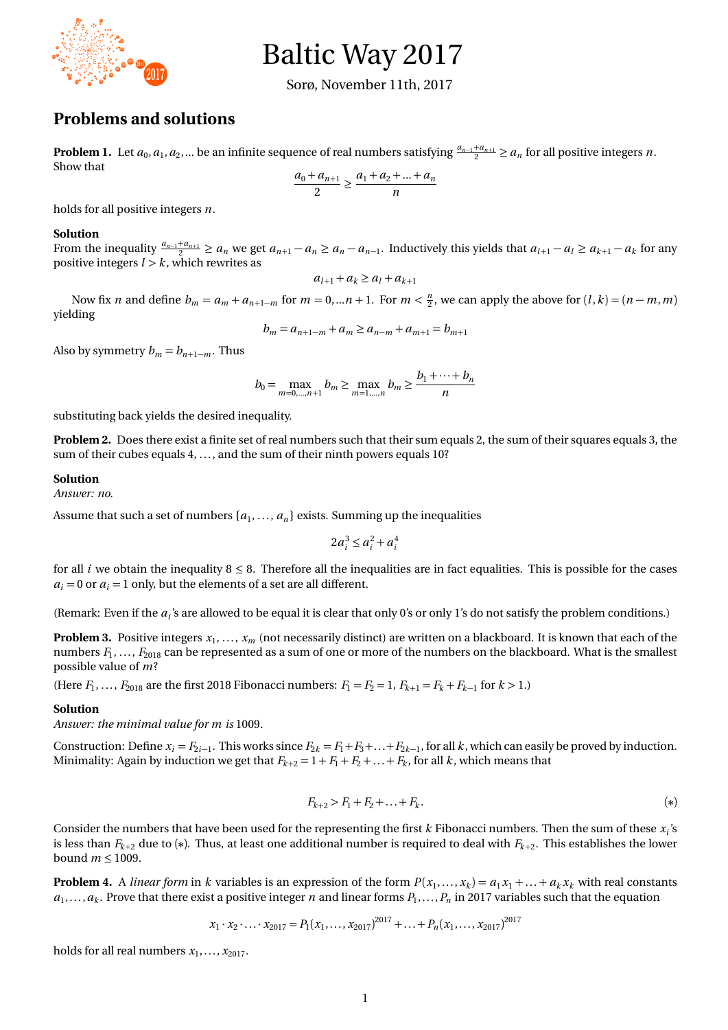# Baltic Way 2017

Sorø, November 11th, 2017

## Problems and solutions

**Problem 1.** Let $a_0, a_1, a_2, \ldots$ be an infinite sequence of real numbers satisfying $\frac{a_{n-1}+a_{n+1}}{2} \geq a_n$ for all positive integers $n$. Show that

$$\frac{a_0 + a_{n+1}}{2} \geq \frac{a_1 + a_2 + \ldots + a_n}{n}$$

holds for all positive integers $n$.

**Solution**

From the inequality $\frac{a_{n-1}+a_{n+1}}{2} \geq a_n$ we get $a_{n+1} - a_n \geq a_n - a_{n-1}$. Inductively this yields that $a_{l+1} - a_l \geq a_{k+1} - a_k$ for any positive integers $l > k$, which rewrites as

$$a_{l+1} + a_k \geq a_l + a_{k+1}$$

Now fix $n$ and define $b_m = a_m + a_{n+1-m}$ for $m = 0, \ldots n+1$. For $m < \frac{n}{2}$, we can apply the above for $(l, k) = (n-m, m)$ yielding

$$b_m = a_{n+1-m} + a_m \geq a_{n-m} + a_{m+1} = b_{m+1}$$

Also by symmetry $b_m = b_{n+1-m}$. Thus

$$b_0 = \max_{m=0,\ldots,n+1} b_m \geq \max_{m=1,\ldots,n} b_m \geq \frac{b_1 + \cdots + b_n}{n}$$

substituting back yields the desired inequality.

**Problem 2.** Does there exist a finite set of real numbers such that their sum equals 2, the sum of their squares equals 3, the sum of their cubes equals 4, ..., and the sum of their ninth powers equals 10?

**Solution**

*Answer: no.*

Assume that such a set of numbers $\{a_1, \ldots, a_n\}$ exists. Summing up the inequalities

$$2a_i^3 \leq a_i^2 + a_i^4$$

for all $i$ we obtain the inequality $8 \leq 8$. Therefore all the inequalities are in fact equalities. This is possible for the cases $a_i = 0$ or $a_i = 1$ only, but the elements of a set are all different.

(Remark: Even if the $a_i$'s are allowed to be equal it is clear that only 0's or only 1's do not satisfy the problem conditions.)

**Problem 3.** Positive integers $x_1, \ldots, x_m$ (not necessarily distinct) are written on a blackboard. It is known that each of the numbers $F_1, \ldots, F_{2018}$ can be represented as a sum of one or more of the numbers on the blackboard. What is the smallest possible value of $m$?

(Here $F_1, \ldots, F_{2018}$ are the first 2018 Fibonacci numbers: $F_1 = F_2 = 1$, $F_{k+1} = F_k + F_{k-1}$ for $k > 1$.)

**Solution**

*Answer: the minimal value for $m$ is* 1009.

Construction: Define $x_i = F_{2i-1}$. This works since $F_{2k} = F_1 + F_3 + \ldots + F_{2k-1}$, for all $k$, which can easily be proved by induction. Minimality: Again by induction we get that $F_{k+2} = 1 + F_1 + F_2 + \ldots + F_k$, for all $k$, which means that

$$F_{k+2} > F_1 + F_2 + \ldots + F_k. \tag{$*$}$$

Consider the numbers that have been used for the representing the first $k$ Fibonacci numbers. Then the sum of these $x_i$'s is less than $F_{k+2}$ due to $(*)$. Thus, at least one additional number is required to deal with $F_{k+2}$. This establishes the lower bound $m \leq 1009$.

**Problem 4.** A *linear form* in $k$ variables is an expression of the form $P(x_1, \ldots, x_k) = a_1 x_1 + \ldots + a_k x_k$ with real constants $a_1, \ldots, a_k$. Prove that there exist a positive integer $n$ and linear forms $P_1, \ldots, P_n$ in 2017 variables such that the equation

$$x_1 \cdot x_2 \cdot \ldots \cdot x_{2017} = P_1(x_1, \ldots, x_{2017})^{2017} + \ldots + P_n(x_1, \ldots, x_{2017})^{2017}$$

holds for all real numbers $x_1, \ldots, x_{2017}$.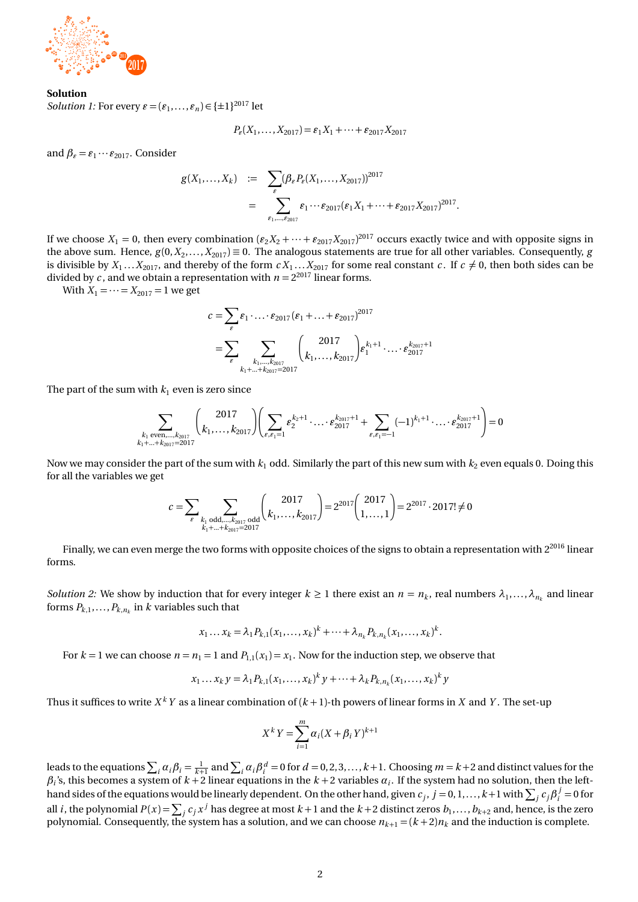**Solution**

*Solution 1:* For every $\varepsilon = (\varepsilon_1, \ldots, \varepsilon_n) \in \{\pm 1\}^{2017}$ let

$$P_\varepsilon(X_1, \ldots, X_{2017}) = \varepsilon_1 X_1 + \cdots + \varepsilon_{2017} X_{2017}$$

and $\beta_\varepsilon = \varepsilon_1 \cdots \varepsilon_{2017}$. Consider

$$\begin{aligned} g(X_1, \ldots, X_k) &:= \sum_\varepsilon (\beta_\varepsilon P_\varepsilon(X_1, \ldots, X_{2017}))^{2017} \\ &= \sum_{\varepsilon_1, \ldots, \varepsilon_{2017}} \varepsilon_1 \cdots \varepsilon_{2017} (\varepsilon_1 X_1 + \cdots + \varepsilon_{2017} X_{2017})^{2017}. \end{aligned}$$

If we choose $X_1 = 0$, then every combination $(\varepsilon_2 X_2 + \cdots + \varepsilon_{2017} X_{2017})^{2017}$ occurs exactly twice and with opposite signs in the above sum. Hence, $g(0, X_2, \ldots, X_{2017}) \equiv 0$. The analogous statements are true for all other variables. Consequently, $g$ is divisible by $X_1 \ldots X_{2017}$, and thereby of the form $c X_1 \ldots X_{2017}$ for some real constant $c$. If $c \neq 0$, then both sides can be divided by $c$, and we obtain a representation with $n = 2^{2017}$ linear forms.

With $X_1 = \cdots = X_{2017} = 1$ we get

$$\begin{aligned} c &= \sum_\varepsilon \varepsilon_1 \cdot \ldots \cdot \varepsilon_{2017} (\varepsilon_1 + \ldots + \varepsilon_{2017})^{2017} \\ &= \sum_\varepsilon \sum_{\substack{k_1, \ldots, k_{2017} \\ k_1 + \ldots + k_{2017} = 2017}} \binom{2017}{k_1, \ldots, k_{2017}} \varepsilon_1^{k_1+1} \cdot \ldots \cdot \varepsilon_{2017}^{k_{2017}+1} \end{aligned}$$

The part of the sum with $k_1$ even is zero since

$$\sum_{\substack{k_1 \text{ even}, \ldots, k_{2017} \\ k_1 + \ldots + k_{2017} = 2017}} \binom{2017}{k_1, \ldots, k_{2017}} \left( \sum_{\varepsilon, \varepsilon_1 = 1} \varepsilon_2^{k_2+1} \cdot \ldots \cdot \varepsilon_{2017}^{k_{2017}+1} + \sum_{\varepsilon, \varepsilon_1 = -1} (-1)^{k_1+1} \cdot \ldots \cdot \varepsilon_{2017}^{k_{2017}+1} \right) = 0$$

Now we may consider the part of the sum with $k_1$ odd. Similarly the part of this new sum with $k_2$ even equals 0. Doing this for all the variables we get

$$c = \sum_\varepsilon \sum_{\substack{k_1 \text{ odd}, \ldots, k_{2017} \text{ odd} \\ k_1 + \ldots + k_{2017} = 2017}} \binom{2017}{k_1, \ldots, k_{2017}} = 2^{2017} \binom{2017}{1, \ldots, 1} = 2^{2017} \cdot 2017! \neq 0$$

Finally, we can even merge the two forms with opposite choices of the signs to obtain a representation with $2^{2016}$ linear forms.

*Solution 2:* We show by induction that for every integer $k \geq 1$ there exist an $n = n_k$, real numbers $\lambda_1, \ldots, \lambda_{n_k}$ and linear forms $P_{k,1}, \ldots, P_{k,n_k}$ in $k$ variables such that

$$x_1 \ldots x_k = \lambda_1 P_{k,1}(x_1, \ldots, x_k)^k + \cdots + \lambda_{n_k} P_{k,n_k}(x_1, \ldots, x_k)^k.$$

For $k = 1$ we can choose $n = n_1 = 1$ and $P_{1,1}(x_1) = x_1$. Now for the induction step, we observe that

$$x_1 \ldots x_k y = \lambda_1 P_{k,1}(x_1, \ldots, x_k)^k y + \cdots + \lambda_k P_{k,n_k}(x_1, \ldots, x_k)^k y$$

Thus it suffices to write $X^k Y$ as a linear combination of $(k+1)$-th powers of linear forms in $X$ and $Y$. The set-up

$$X^k Y = \sum_{i=1}^m \alpha_i (X + \beta_i Y)^{k+1}$$

leads to the equations $\sum_i \alpha_i \beta_i = \frac{1}{k+1}$ and $\sum_i \alpha_i \beta_i^d = 0$ for $d = 0, 2, 3, \ldots, k+1$. Choosing $m = k+2$ and distinct values for the $\beta_i$'s, this becomes a system of $k+2$ linear equations in the $k+2$ variables $\alpha_i$. If the system had no solution, then the left-hand sides of the equations would be linearly dependent. On the other hand, given $c_j$, $j = 0, 1, \ldots, k+1$ with $\sum_j c_j \beta_i^j = 0$ for all $i$, the polynomial $P(x) = \sum_j c_j x^j$ has degree at most $k+1$ and the $k+2$ distinct zeros $b_1, \ldots, b_{k+2}$ and, hence, is the zero polynomial. Consequently, the system has a solution, and we can choose $n_{k+1} = (k+2) n_k$ and the induction is complete.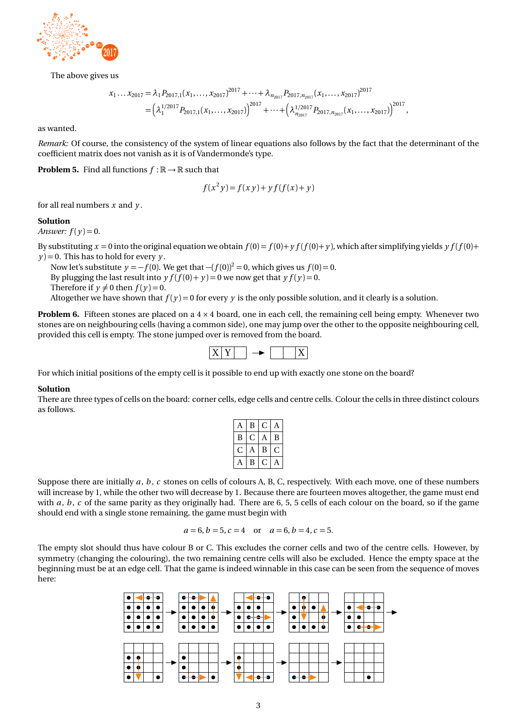The above gives us

$$x_1 \dots x_{2017} = \lambda_1 P_{2017,1}(x_1,\dots,x_{2017})^{2017} + \dots + \lambda_{n_{2017}} P_{2017,n_{2017}}(x_1,\dots,x_{2017})^{2017}$$
$$= \left(\lambda_1^{1/2017} P_{2017,1}(x_1,\dots,x_{2017})\right)^{2017} + \dots + \left(\lambda_{n_{2017}}^{1/2017} P_{2017,n_{2017}}(x_1,\dots,x_{2017})\right)^{2017},$$

as wanted.

*Remark:* Of course, the consistency of the system of linear equations also follows by the fact that the determinant of the coefficient matrix does not vanish as it is of Vandermonde's type.

**Problem 5.** Find all functions $f:\mathbb{R}\to\mathbb{R}$ such that

$$f(x^2y) = f(xy) + yf(f(x)+y)$$

for all real numbers $x$ and $y$.

**Solution**
*Answer:* $f(y) = 0$.

By substituting $x = 0$ into the original equation we obtain $f(0) = f(0) + yf(f(0)+y)$, which after simplifying yields $yf(f(0)+y) = 0$. This has to hold for every $y$.

Now let's substitute $y = -f(0)$. We get that $-(f(0))^2 = 0$, which gives us $f(0) = 0$.

By plugging the last result into $yf(f(0)+y) = 0$ we now get that $yf(y) = 0$.

Therefore if $y \neq 0$ then $f(y) = 0$.

Altogether we have shown that $f(y) = 0$ for every $y$ is the only possible solution, and it clearly is a solution.

**Problem 6.** Fifteen stones are placed on a $4\times 4$ board, one in each cell, the remaining cell being empty. Whenever two stones are on neighbouring cells (having a common side), one may jump over the other to the opposite neighbouring cell, provided this cell is empty. The stone jumped over is removed from the board.

| X | Y |  |
|---|---|---|

→

|  |  | X |
|---|---|---|

For which initial positions of the empty cell is it possible to end up with exactly one stone on the board?

**Solution**
There are three types of cells on the board: corner cells, edge cells and centre cells. Colour the cells in three distinct colours as follows.

| A | B | C | A |
|---|---|---|---|
| B | C | A | B |
| C | A | B | C |
| A | B | C | A |

Suppose there are initially $a$, $b$, $c$ stones on cells of colours A, B, C, respectively. With each move, one of these numbers will increase by 1, while the other two will decrease by 1. Because there are fourteen moves altogether, the game must end with $a$, $b$, $c$ of the same parity as they originally had. There are 6, 5, 5 cells of each colour on the board, so if the game should end with a single stone remaining, the game must begin with

$$a = 6, b = 5, c = 4 \quad \text{or} \quad a = 6, b = 4, c = 5.$$

The empty slot should thus have colour B or C. This excludes the corner cells and two of the centre cells. However, by symmetry (changing the colouring), the two remaining centre cells will also be excluded. Hence the empty space at the beginning must be at an edge cell. That the game is indeed winnable in this case can be seen from the sequence of moves here: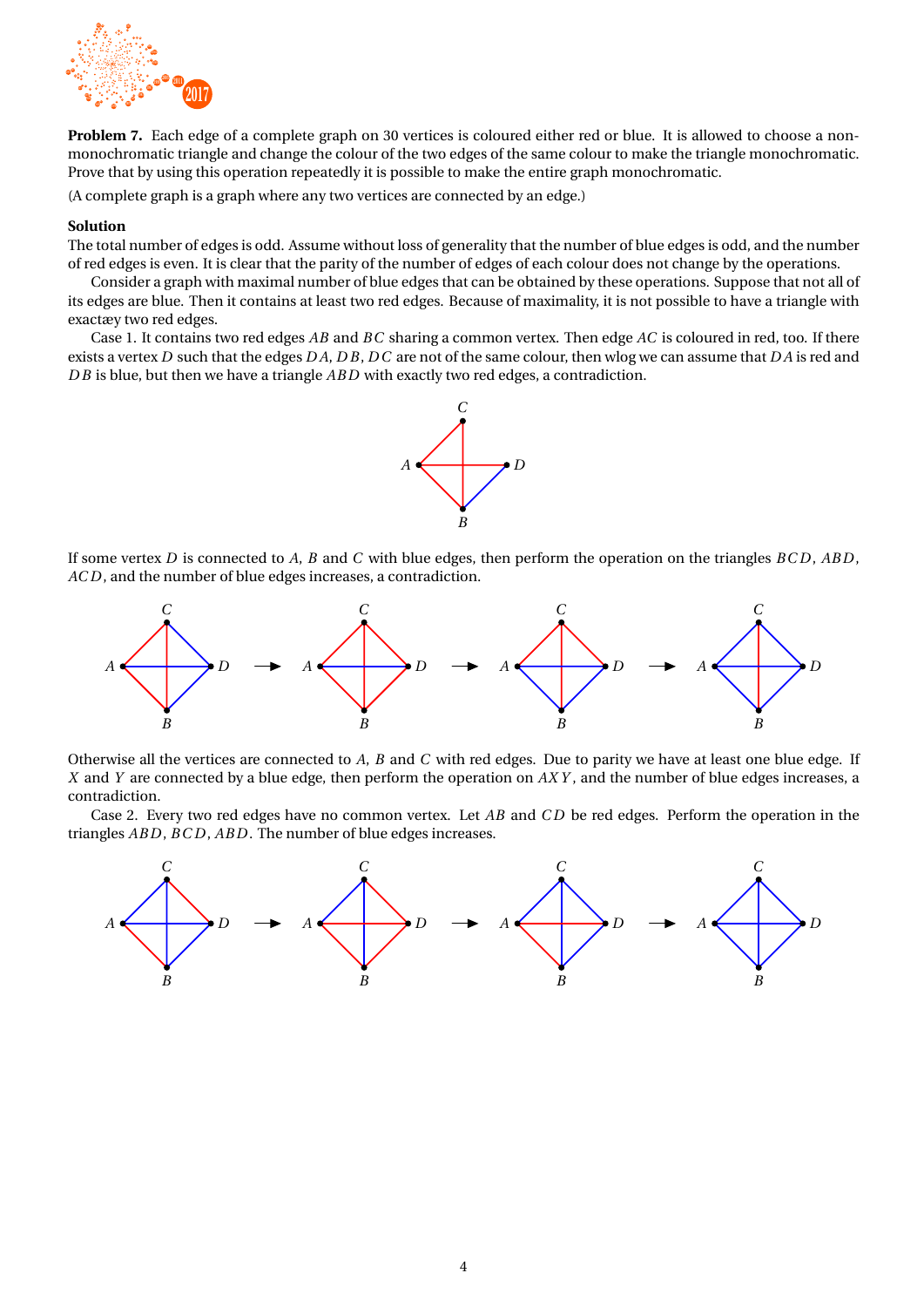**Problem 7.** Each edge of a complete graph on 30 vertices is coloured either red or blue. It is allowed to choose a non-monochromatic triangle and change the colour of the two edges of the same colour to make the triangle monochromatic. Prove that by using this operation repeatedly it is possible to make the entire graph monochromatic.

(A complete graph is a graph where any two vertices are connected by an edge.)

**Solution**

The total number of edges is odd. Assume without loss of generality that the number of blue edges is odd, and the number of red edges is even. It is clear that the parity of the number of edges of each colour does not change by the operations.

Consider a graph with maximal number of blue edges that can be obtained by these operations. Suppose that not all of its edges are blue. Then it contains at least two red edges. Because of maximality, it is not possible to have a triangle with exactæy two red edges.

Case 1. It contains two red edges $AB$ and $BC$ sharing a common vertex. Then edge $AC$ is coloured in red, too. If there exists a vertex $D$ such that the edges $DA$, $DB$, $DC$ are not of the same colour, then wlog we can assume that $DA$ is red and $DB$ is blue, but then we have a triangle $ABD$ with exactly two red edges, a contradiction.

If some vertex $D$ is connected to $A$, $B$ and $C$ with blue edges, then perform the operation on the triangles $BCD$, $ABD$, $ACD$, and the number of blue edges increases, a contradiction.

Otherwise all the vertices are connected to $A$, $B$ and $C$ with red edges. Due to parity we have at least one blue edge. If $X$ and $Y$ are connected by a blue edge, then perform the operation on $AXY$, and the number of blue edges increases, a contradiction.

Case 2. Every two red edges have no common vertex. Let $AB$ and $CD$ be red edges. Perform the operation in the triangles $ABD$, $BCD$, $ABD$. The number of blue edges increases.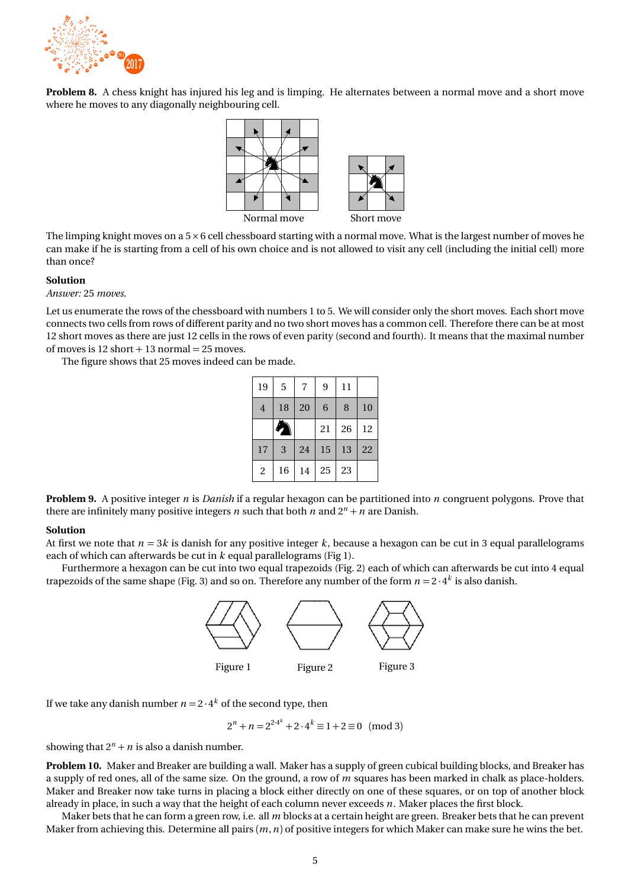**Problem 8.** A chess knight has injured his leg and is limping. He alternates between a normal move and a short move where he moves to any diagonally neighbouring cell.

Normal move

Short move

The limping knight moves on a $5 \times 6$ cell chessboard starting with a normal move. What is the largest number of moves he can make if he is starting from a cell of his own choice and is not allowed to visit any cell (including the initial cell) more than once?

**Solution**

*Answer:* 25 *moves.*

Let us enumerate the rows of the chessboard with numbers 1 to 5. We will consider only the short moves. Each short move connects two cells from rows of different parity and no two short moves has a common cell. Therefore there can be at most 12 short moves as there are just 12 cells in the rows of even parity (second and fourth). It means that the maximal number of moves is 12 short + 13 normal = 25 moves.

The figure shows that 25 moves indeed can be made.

| | | | | | |
|---|---|---|---|---|---|
| 19 | 5 | 7 | 9 | 11 | |
| 4 | 18 | 20 | 6 | 8 | 10 |
| | ♞ | | 21 | 26 | 12 |
| 17 | 3 | 24 | 15 | 13 | 22 |
| 2 | 16 | 14 | 25 | 23 | |

**Problem 9.** A positive integer $n$ is *Danish* if a regular hexagon can be partitioned into $n$ congruent polygons. Prove that there are infinitely many positive integers $n$ such that both $n$ and $2^n + n$ are Danish.

**Solution**

At first we note that $n = 3k$ is danish for any positive integer $k$, because a hexagon can be cut in 3 equal parallelograms each of which can afterwards be cut in $k$ equal parallelograms (Fig 1).

Furthermore a hexagon can be cut into two equal trapezoids (Fig. 2) each of which can afterwards be cut into 4 equal trapezoids of the same shape (Fig. 3) and so on. Therefore any number of the form $n = 2 \cdot 4^k$ is also danish.

Figure 1 Figure 2 Figure 3

If we take any danish number $n = 2 \cdot 4^k$ of the second type, then

$$2^n + n = 2^{2 \cdot 4^k} + 2 \cdot 4^k \equiv 1 + 2 \equiv 0 \pmod 3$$

showing that $2^n + n$ is also a danish number.

**Problem 10.** Maker and Breaker are building a wall. Maker has a supply of green cubical building blocks, and Breaker has a supply of red ones, all of the same size. On the ground, a row of $m$ squares has been marked in chalk as place-holders. Maker and Breaker now take turns in placing a block either directly on one of these squares, or on top of another block already in place, in such a way that the height of each column never exceeds $n$. Maker places the first block.

Maker bets that he can form a green row, i.e. all $m$ blocks at a certain height are green. Breaker bets that he can prevent Maker from achieving this. Determine all pairs $(m, n)$ of positive integers for which Maker can make sure he wins the bet.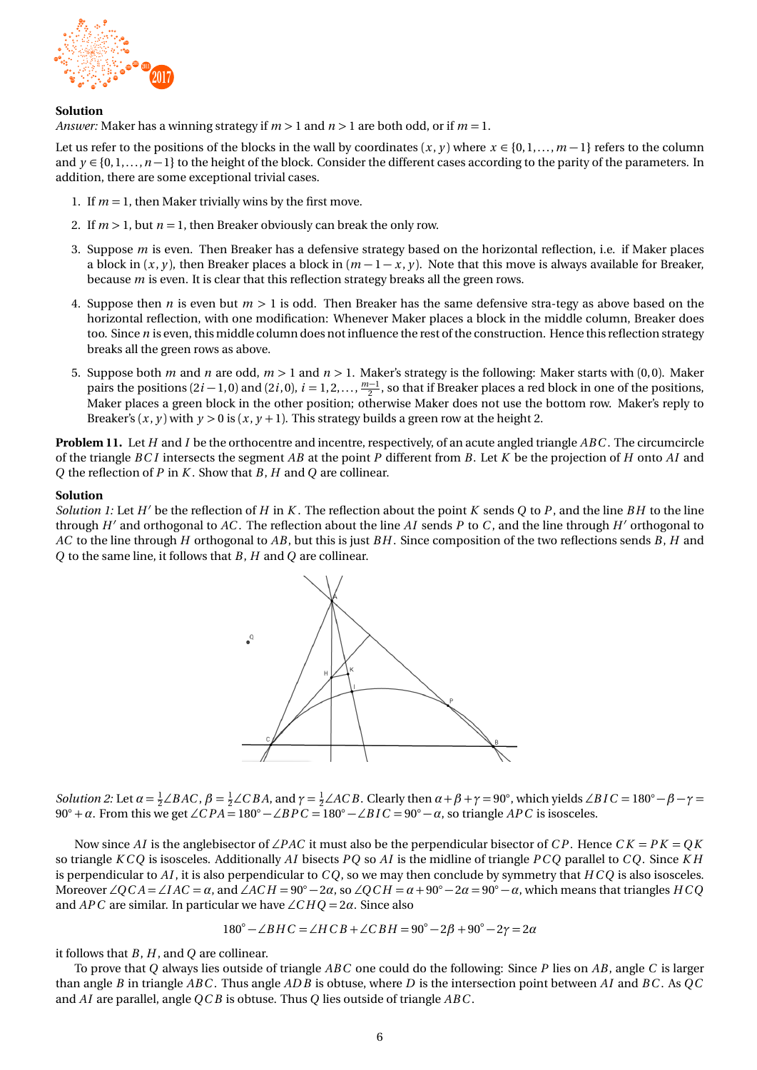**Solution**

*Answer:* Maker has a winning strategy if $m > 1$ and $n > 1$ are both odd, or if $m = 1$.

Let us refer to the positions of the blocks in the wall by coordinates $(x, y)$ where $x \in \{0, 1, \dots, m-1\}$ refers to the column and $y \in \{0, 1, \dots, n-1\}$ to the height of the block. Consider the different cases according to the parity of the parameters. In addition, there are some exceptional trivial cases.

1. If $m = 1$, then Maker trivially wins by the first move.
2. If $m > 1$, but $n = 1$, then Breaker obviously can break the only row.
3. Suppose $m$ is even. Then Breaker has a defensive strategy based on the horizontal reflection, i.e. if Maker places a block in $(x, y)$, then Breaker places a block in $(m-1-x, y)$. Note that this move is always available for Breaker, because $m$ is even. It is clear that this reflection strategy breaks all the green rows.
4. Suppose then $n$ is even but $m > 1$ is odd. Then Breaker has the same defensive stra-tegy as above based on the horizontal reflection, with one modification: Whenever Maker places a block in the middle column, Breaker does too. Since $n$ is even, this middle column does not influence the rest of the construction. Hence this reflection strategy breaks all the green rows as above.
5. Suppose both $m$ and $n$ are odd, $m > 1$ and $n > 1$. Maker's strategy is the following: Maker starts with $(0, 0)$. Maker pairs the positions $(2i-1, 0)$ and $(2i, 0)$, $i = 1, 2, \dots, \frac{m-1}{2}$, so that if Breaker places a red block in one of the positions, Maker places a green block in the other position; otherwise Maker does not use the bottom row. Maker's reply to Breaker's $(x, y)$ with $y > 0$ is $(x, y+1)$. This strategy builds a green row at the height 2.

**Problem 11.** Let $H$ and $I$ be the orthocentre and incentre, respectively, of an acute angled triangle $ABC$. The circumcircle of the triangle $BCI$ intersects the segment $AB$ at the point $P$ different from $B$. Let $K$ be the projection of $H$ onto $AI$ and $Q$ the reflection of $P$ in $K$. Show that $B$, $H$ and $Q$ are collinear.

**Solution**

*Solution 1:* Let $H'$ be the reflection of $H$ in $K$. The reflection about the point $K$ sends $Q$ to $P$, and the line $BH$ to the line through $H'$ and orthogonal to $AC$. The reflection about the line $AI$ sends $P$ to $C$, and the line through $H'$ orthogonal to $AC$ to the line through $H$ orthogonal to $AB$, but this is just $BH$. Since composition of the two reflections sends $B$, $H$ and $Q$ to the same line, it follows that $B$, $H$ and $Q$ are collinear.

*Solution 2:* Let $\alpha = \frac{1}{2}\angle BAC$, $\beta = \frac{1}{2}\angle CBA$, and $\gamma = \frac{1}{2}\angle ACB$. Clearly then $\alpha + \beta + \gamma = 90°$, which yields $\angle BIC = 180° - \beta - \gamma = 90° + \alpha$. From this we get $\angle CPA = 180° - \angle BPC = 180° - \angle BIC = 90° - \alpha$, so triangle $APC$ is isosceles.

Now since $AI$ is the anglebisector of $\angle PAC$ it must also be the perpendicular bisector of $CP$. Hence $CK = PK = QK$ so triangle $KCQ$ is isosceles. Additionally $AI$ bisects $PQ$ so $AI$ is the midline of triangle $PCQ$ parallel to $CQ$. Since $KH$ is perpendicular to $AI$, it is also perpendicular to $CQ$, so we may then conclude by symmetry that $HCQ$ is also isosceles. Moreover $\angle QCA = \angle IAC = \alpha$, and $\angle ACH = 90° - 2\alpha$, so $\angle QCH = \alpha + 90° - 2\alpha = 90° - \alpha$, which means that triangles $HCQ$ and $APC$ are similar. In particular we have $\angle CHQ = 2\alpha$. Since also

$$180^\circ - \angle BHC = \angle HCB + \angle CBH = 90^\circ - 2\beta + 90^\circ - 2\gamma = 2\alpha$$

it follows that $B$, $H$, and $Q$ are collinear.

To prove that $Q$ always lies outside of triangle $ABC$ one could do the following: Since $P$ lies on $AB$, angle $C$ is larger than angle $B$ in triangle $ABC$. Thus angle $ADB$ is obtuse, where $D$ is the intersection point between $AI$ and $BC$. As $QC$ and $AI$ are parallel, angle $QCB$ is obtuse. Thus $Q$ lies outside of triangle $ABC$.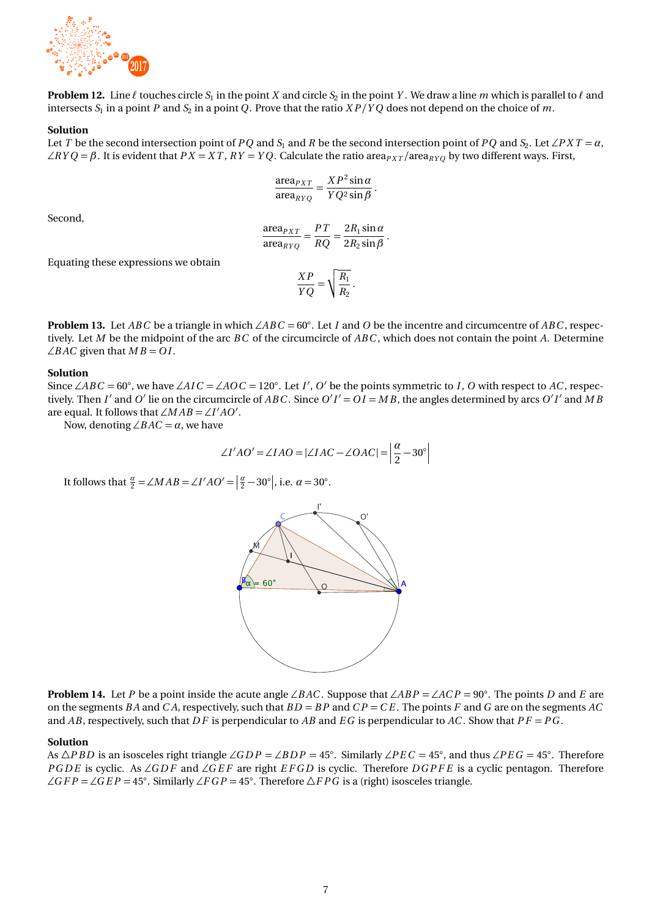**Problem 12.** Line $\ell$ touches circle $S_1$ in the point $X$ and circle $S_2$ in the point $Y$. We draw a line $m$ which is parallel to $\ell$ and intersects $S_1$ in a point $P$ and $S_2$ in a point $Q$. Prove that the ratio $XP/YQ$ does not depend on the choice of $m$.

**Solution**

Let $T$ be the second intersection point of $PQ$ and $S_1$ and $R$ be the second intersection point of $PQ$ and $S_2$. Let $\angle PXT = \alpha$, $\angle RYQ = \beta$. It is evident that $PX = XT$, $RY = YQ$. Calculate the ratio $\text{area}_{PXT}/\text{area}_{RYQ}$ by two different ways. First,

$$\frac{\text{area}_{PXT}}{\text{area}_{RYQ}} = \frac{XP^2 \sin\alpha}{YQ^2 \sin\beta}.$$

Second,

$$\frac{\text{area}_{PXT}}{\text{area}_{RYQ}} = \frac{PT}{RQ} = \frac{2R_1 \sin\alpha}{2R_2 \sin\beta}.$$

Equating these expressions we obtain

$$\frac{XP}{YQ} = \sqrt{\frac{R_1}{R_2}}.$$

**Problem 13.** Let $ABC$ be a triangle in which $\angle ABC = 60°$. Let $I$ and $O$ be the incentre and circumcentre of $ABC$, respectively. Let $M$ be the midpoint of the arc $BC$ of the circumcircle of $ABC$, which does not contain the point $A$. Determine $\angle BAC$ given that $MB = OI$.

**Solution**

Since $\angle ABC = 60°$, we have $\angle AIC = \angle AOC = 120°$. Let $I'$, $O'$ be the points symmetric to $I$, $O$ with respect to $AC$, respectively. Then $I'$ and $O'$ lie on the circumcircle of $ABC$. Since $O'I' = OI = MB$, the angles determined by arcs $O'I'$ and $MB$ are equal. It follows that $\angle MAB = \angle I'AO'$.

Now, denoting $\angle BAC = \alpha$, we have

$$\angle I'AO' = \angle IAO = |\angle IAC - \angle OAC| = \left|\frac{\alpha}{2} - 30°\right|$$

It follows that $\frac{\alpha}{2} = \angle MAB = \angle I'AO' = \left|\frac{\alpha}{2} - 30°\right|$, i.e. $\alpha = 30°$.

**Problem 14.** Let $P$ be a point inside the acute angle $\angle BAC$. Suppose that $\angle ABP = \angle ACP = 90°$. The points $D$ and $E$ are on the segments $BA$ and $CA$, respectively, such that $BD = BP$ and $CP = CE$. The points $F$ and $G$ are on the segments $AC$ and $AB$, respectively, such that $DF$ is perpendicular to $AB$ and $EG$ is perpendicular to $AC$. Show that $PF = PG$.

**Solution**

As $\triangle PBD$ is an isosceles right triangle $\angle GDP = \angle BDP = 45°$. Similarly $\angle PEC = 45°$, and thus $\angle PEG = 45°$. Therefore $PGDE$ is cyclic. As $\angle GDF$ and $\angle GEF$ are right $EFGD$ is cyclic. Therefore $DGPFE$ is a cyclic pentagon. Therefore $\angle GFP = \angle GEP = 45°$. Similarly $\angle FGP = 45°$. Therefore $\triangle FPG$ is a (right) isosceles triangle.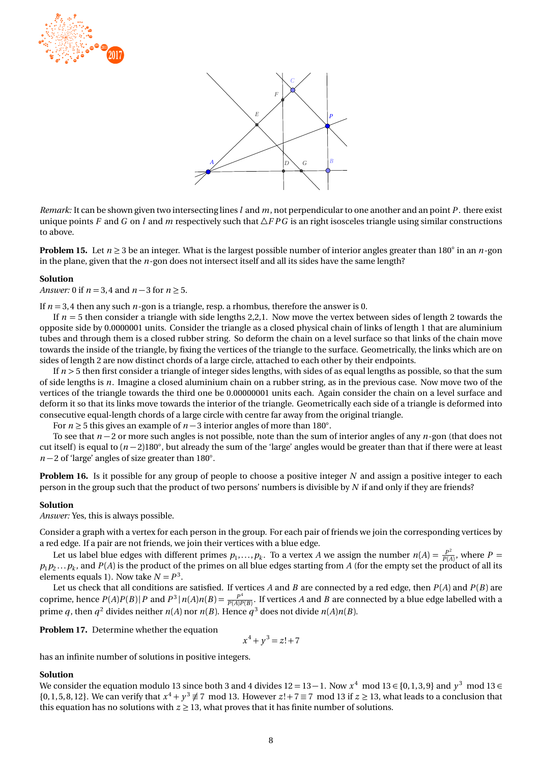*Remark:* It can be shown given two intersecting lines $l$ and $m$, not perpendicular to one another and an point $P$. there exist unique points $F$ and $G$ on $l$ and $m$ respectively such that $\triangle FPG$ is an right isosceles triangle using similar constructions to above.

**Problem 15.** Let $n \geq 3$ be an integer. What is the largest possible number of interior angles greater than $180^\circ$ in an $n$-gon in the plane, given that the $n$-gon does not intersect itself and all its sides have the same length?

**Solution**

*Answer:* 0 if $n = 3,4$ and $n-3$ for $n \geq 5$.

If $n = 3,4$ then any such $n$-gon is a triangle, resp. a rhombus, therefore the answer is 0.

If $n = 5$ then consider a triangle with side lengths 2,2,1. Now move the vertex between sides of length 2 towards the opposite side by 0.0000001 units. Consider the triangle as a closed physical chain of links of length 1 that are aluminium tubes and through them is a closed rubber string. So deform the chain on a level surface so that links of the chain move towards the inside of the triangle, by fixing the vertices of the triangle to the surface. Geometrically, the links which are on sides of length 2 are now distinct chords of a large circle, attached to each other by their endpoints.

If $n > 5$ then first consider a triangle of integer sides lengths, with sides of as equal lengths as possible, so that the sum of side lengths is $n$. Imagine a closed aluminium chain on a rubber string, as in the previous case. Now move two of the vertices of the triangle towards the third one be 0.00000001 units each. Again consider the chain on a level surface and deform it so that its links move towards the interior of the triangle. Geometrically each side of a triangle is deformed into consecutive equal-length chords of a large circle with centre far away from the original triangle.

For $n \geq 5$ this gives an example of $n-3$ interior angles of more than $180^\circ$.

To see that $n-2$ or more such angles is not possible, note than the sum of interior angles of any $n$-gon (that does not cut itself) is equal to $(n-2)180^\circ$, but already the sum of the 'large' angles would be greater than that if there were at least $n-2$ of 'large' angles of size greater than $180^\circ$.

**Problem 16.** Is it possible for any group of people to choose a positive integer $N$ and assign a positive integer to each person in the group such that the product of two persons' numbers is divisible by $N$ if and only if they are friends?

**Solution**

*Answer:* Yes, this is always possible.

Consider a graph with a vertex for each person in the group. For each pair of friends we join the corresponding vertices by a red edge. If a pair are not friends, we join their vertices with a blue edge.

Let us label blue edges with different primes $p_1, \ldots, p_k$. To a vertex $A$ we assign the number $n(A) = \frac{P^2}{P(A)}$, where $P = p_1 p_2 \ldots p_k$, and $P(A)$ is the product of the primes on all blue edges starting from $A$ (for the empty set the product of all its elements equals 1). Now take $N = P^3$.

Let us check that all conditions are satisfied. If vertices $A$ and $B$ are connected by a red edge, then $P(A)$ and $P(B)$ are coprime, hence $P(A)P(B) | P$ and $P^3 \,|\, n(A)n(B) = \frac{P^4}{P(A)P(B)}$. If vertices $A$ and $B$ are connected by a blue edge labelled with a prime $q$, then $q^2$ divides neither $n(A)$ nor $n(B)$. Hence $q^3$ does not divide $n(A)n(B)$.

**Problem 17.** Determine whether the equation

$$x^4 + y^3 = z! + 7$$

has an infinite number of solutions in positive integers.

**Solution**

We consider the equation modulo 13 since both 3 and 4 divides $12 = 13-1$. Now $x^4 \mod 13 \in \{0,1,3,9\}$ and $y^3 \mod 13 \in \{0,1,5,8,12\}$. We can verify that $x^4 + y^3 \not\equiv 7 \mod 13$. However $z! + 7 \equiv 7 \mod 13$ if $z \geq 13$, what leads to a conclusion that this equation has no solutions with $z \geq 13$, what proves that it has finite number of solutions.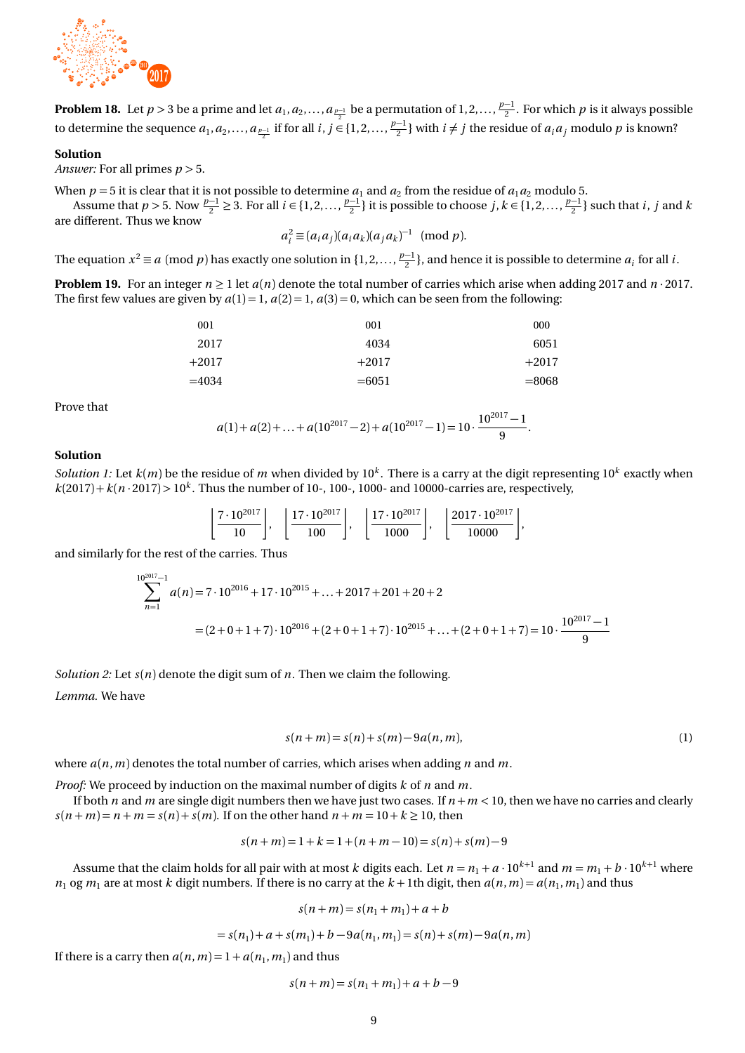**Problem 18.** Let $p > 3$ be a prime and let $a_1, a_2, \ldots, a_{\frac{p-1}{2}}$ be a permutation of $1, 2, \ldots, \frac{p-1}{2}$. For which $p$ is it always possible to determine the sequence $a_1, a_2, \ldots, a_{\frac{p-1}{2}}$ if for all $i, j \in \{1, 2, \ldots, \frac{p-1}{2}\}$ with $i \neq j$ the residue of $a_i a_j$ modulo $p$ is known?

**Solution**

*Answer:* For all primes $p > 5$.

When $p = 5$ it is clear that it is not possible to determine $a_1$ and $a_2$ from the residue of $a_1 a_2$ modulo 5.

Assume that $p > 5$. Now $\frac{p-1}{2} \geq 3$. For all $i \in \{1, 2, \ldots, \frac{p-1}{2}\}$ it is possible to choose $j, k \in \{1, 2, \ldots, \frac{p-1}{2}\}$ such that $i$, $j$ and $k$ are different. Thus we know

$$a_i^2 \equiv (a_i a_j)(a_i a_k)(a_j a_k)^{-1} \pmod{p}.$$

The equation $x^2 \equiv a \pmod{p}$ has exactly one solution in $\{1, 2, \ldots, \frac{p-1}{2}\}$, and hence it is possible to determine $a_i$ for all $i$.

**Problem 19.** For an integer $n \geq 1$ let $a(n)$ denote the total number of carries which arise when adding 2017 and $n \cdot 2017$. The first few values are given by $a(1) = 1$, $a(2) = 1$, $a(3) = 0$, which can be seen from the following:

| 001 | 001 | 000 |
|---|---|---|
| 2017 | 4034 | 6051 |
| +2017 | +2017 | +2017 |
| =4034 | =6051 | =8068 |

Prove that

$$a(1) + a(2) + \ldots + a(10^{2017} - 2) + a(10^{2017} - 1) = 10 \cdot \frac{10^{2017} - 1}{9}.$$

**Solution**

*Solution 1:* Let $k(m)$ be the residue of $m$ when divided by $10^k$. There is a carry at the digit representing $10^k$ exactly when $k(2017) + k(n \cdot 2017) > 10^k$. Thus the number of 10-, 100-, 1000- and 10000-carries are, respectively,

$$\left\lfloor \frac{7 \cdot 10^{2017}}{10} \right\rfloor, \quad \left\lfloor \frac{17 \cdot 10^{2017}}{100} \right\rfloor, \quad \left\lfloor \frac{17 \cdot 10^{2017}}{1000} \right\rfloor, \quad \left\lfloor \frac{2017 \cdot 10^{2017}}{10000} \right\rfloor,$$

and similarly for the rest of the carries. Thus

$$\sum_{n=1}^{10^{2017}-1} a(n) = 7 \cdot 10^{2016} + 17 \cdot 10^{2015} + \ldots + 2017 + 201 + 20 + 2$$

$$= (2+0+1+7) \cdot 10^{2016} + (2+0+1+7) \cdot 10^{2015} + \ldots + (2+0+1+7) = 10 \cdot \frac{10^{2017} - 1}{9}$$

*Solution 2:* Let $s(n)$ denote the digit sum of $n$. Then we claim the following.

*Lemma.* We have

$$s(n+m) = s(n) + s(m) - 9a(n,m), \tag{1}$$

where $a(n,m)$ denotes the total number of carries, which arises when adding $n$ and $m$.

*Proof:* We proceed by induction on the maximal number of digits $k$ of $n$ and $m$.

If both $n$ and $m$ are single digit numbers then we have just two cases. If $n + m < 10$, then we have no carries and clearly $s(n+m) = n + m = s(n) + s(m)$. If on the other hand $n + m = 10 + k \geq 10$, then

$$s(n+m) = 1 + k = 1 + (n + m - 10) = s(n) + s(m) - 9$$

Assume that the claim holds for all pair with at most $k$ digits each. Let $n = n_1 + a \cdot 10^{k+1}$ and $m = m_1 + b \cdot 10^{k+1}$ where $n_1$ og $m_1$ are at most $k$ digit numbers. If there is no carry at the $k+1$th digit, then $a(n,m) = a(n_1, m_1)$ and thus

$$s(n+m) = s(n_1 + m_1) + a + b$$

$$= s(n_1) + a + s(m_1) + b - 9a(n_1, m_1) = s(n) + s(m) - 9a(n,m)$$

If there is a carry then $a(n,m) = 1 + a(n_1, m_1)$ and thus

$$s(n+m) = s(n_1 + m_1) + a + b - 9$$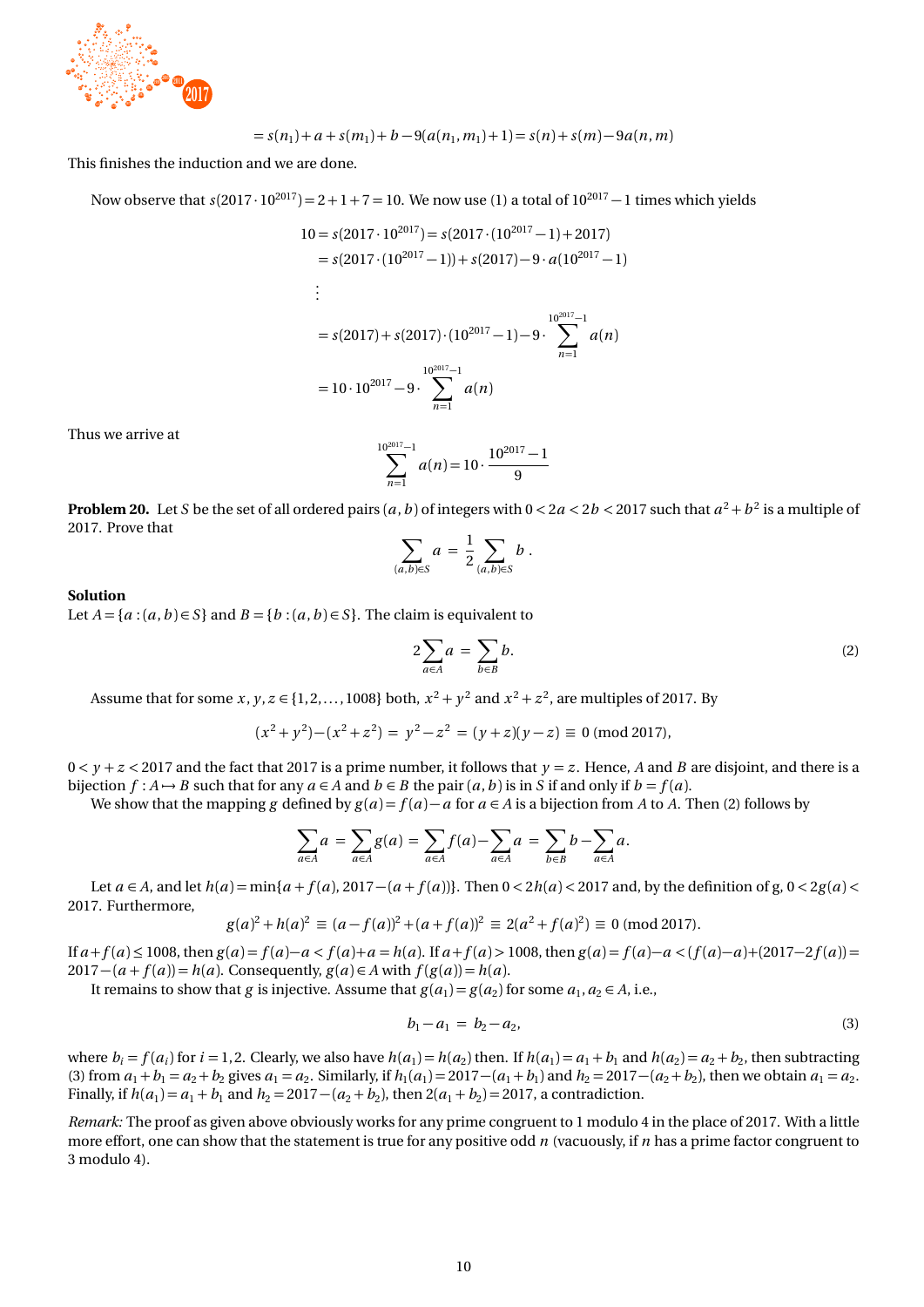$$= s(n_1)+a+s(m_1)+b-9(a(n_1,m_1)+1) = s(n)+s(m)-9a(n,m)$$

This finishes the induction and we are done.

Now observe that $s(2017\cdot 10^{2017}) = 2+1+7 = 10$. We now use (1) a total of $10^{2017}-1$ times which yields

$$\begin{aligned}
10 &= s(2017\cdot 10^{2017}) = s(2017\cdot(10^{2017}-1)+2017) \\
&= s(2017\cdot(10^{2017}-1)) + s(2017) - 9\cdot a(10^{2017}-1) \\
&\ \vdots \\
&= s(2017) + s(2017)\cdot(10^{2017}-1) - 9\cdot \sum_{n=1}^{10^{2017}-1} a(n) \\
&= 10\cdot 10^{2017} - 9\cdot \sum_{n=1}^{10^{2017}-1} a(n)
\end{aligned}$$

Thus we arrive at

$$\sum_{n=1}^{10^{2017}-1} a(n) = 10\cdot\frac{10^{2017}-1}{9}$$

**Problem 20.** Let $S$ be the set of all ordered pairs $(a,b)$ of integers with $0<2a<2b<2017$ such that $a^2+b^2$ is a multiple of 2017. Prove that

$$\sum_{(a,b)\in S} a = \frac{1}{2}\sum_{(a,b)\in S} b\,.$$

**Solution**

Let $A=\{a:(a,b)\in S\}$ and $B=\{b:(a,b)\in S\}$. The claim is equivalent to

$$2\sum_{a\in A} a = \sum_{b\in B} b. \tag{2}$$

Assume that for some $x,y,z\in\{1,2,\ldots,1008\}$ both, $x^2+y^2$ and $x^2+z^2$, are multiples of 2017. By

$$(x^2+y^2)-(x^2+z^2) = y^2-z^2 = (y+z)(y-z) \equiv 0 \pmod{2017},$$

$0<y+z<2017$ and the fact that 2017 is a prime number, it follows that $y=z$. Hence, $A$ and $B$ are disjoint, and there is a bijection $f: A\mapsto B$ such that for any $a\in A$ and $b\in B$ the pair $(a,b)$ is in $S$ if and only if $b=f(a)$.

We show that the mapping $g$ defined by $g(a)=f(a)-a$ for $a\in A$ is a bijection from $A$ to $A$. Then (2) follows by

$$\sum_{a\in A} a = \sum_{a\in A} g(a) = \sum_{a\in A} f(a) - \sum_{a\in A} a = \sum_{b\in B} b - \sum_{a\in A} a.$$

Let $a\in A$, and let $h(a)=\min\{a+f(a), 2017-(a+f(a))\}$. Then $0<2h(a)<2017$ and, by the definition of g, $0<2g(a)<2017$. Furthermore,

$$g(a)^2+h(a)^2 \equiv (a-f(a))^2+(a+f(a))^2 \equiv 2(a^2+f(a)^2) \equiv 0 \pmod{2017}.$$

If $a+f(a)\le 1008$, then $g(a)=f(a)-a<f(a)+a=h(a)$. If $a+f(a)>1008$, then $g(a)=f(a)-a<(f(a)-a)+(2017-2f(a))=2017-(a+f(a))=h(a)$. Consequently, $g(a)\in A$ with $f(g(a))=h(a)$.

It remains to show that $g$ is injective. Assume that $g(a_1)=g(a_2)$ for some $a_1,a_2\in A$, i.e.,

$$b_1-a_1 = b_2-a_2, \tag{3}$$

where $b_i=f(a_i)$ for $i=1,2$. Clearly, we also have $h(a_1)=h(a_2)$ then. If $h(a_1)=a_1+b_1$ and $h(a_2)=a_2+b_2$, then subtracting (3) from $a_1+b_1=a_2+b_2$ gives $a_1=a_2$. Similarly, if $h_1(a_1)=2017-(a_1+b_1)$ and $h_2=2017-(a_2+b_2)$, then we obtain $a_1=a_2$. Finally, if $h(a_1)=a_1+b_1$ and $h_2=2017-(a_2+b_2)$, then $2(a_1+b_2)=2017$, a contradiction.

*Remark:* The proof as given above obviously works for any prime congruent to 1 modulo 4 in the place of 2017. With a little more effort, one can show that the statement is true for any positive odd $n$ (vacuously, if $n$ has a prime factor congruent to 3 modulo 4).